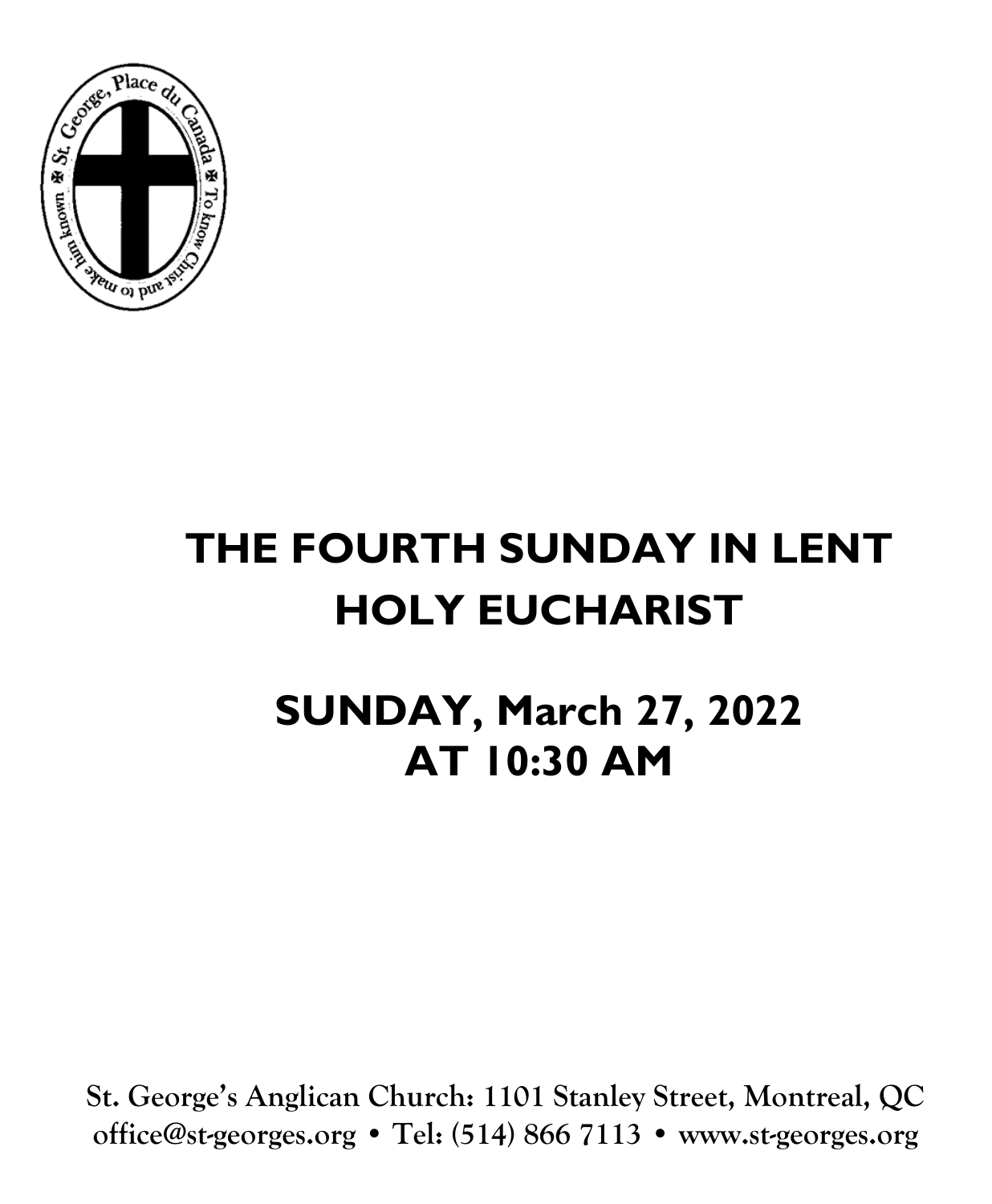# THE FOURTH SUNDAY IN LENT
# HOLY EUCHARIST

## SUNDAY, March 27, 2022
## AT 10:30 AM

**St. George's Anglican Church: 1101 Stanley Street, Montreal, QC**
**office@st-georges.org • Tel: (514) 866 7113 • www.st-georges.org**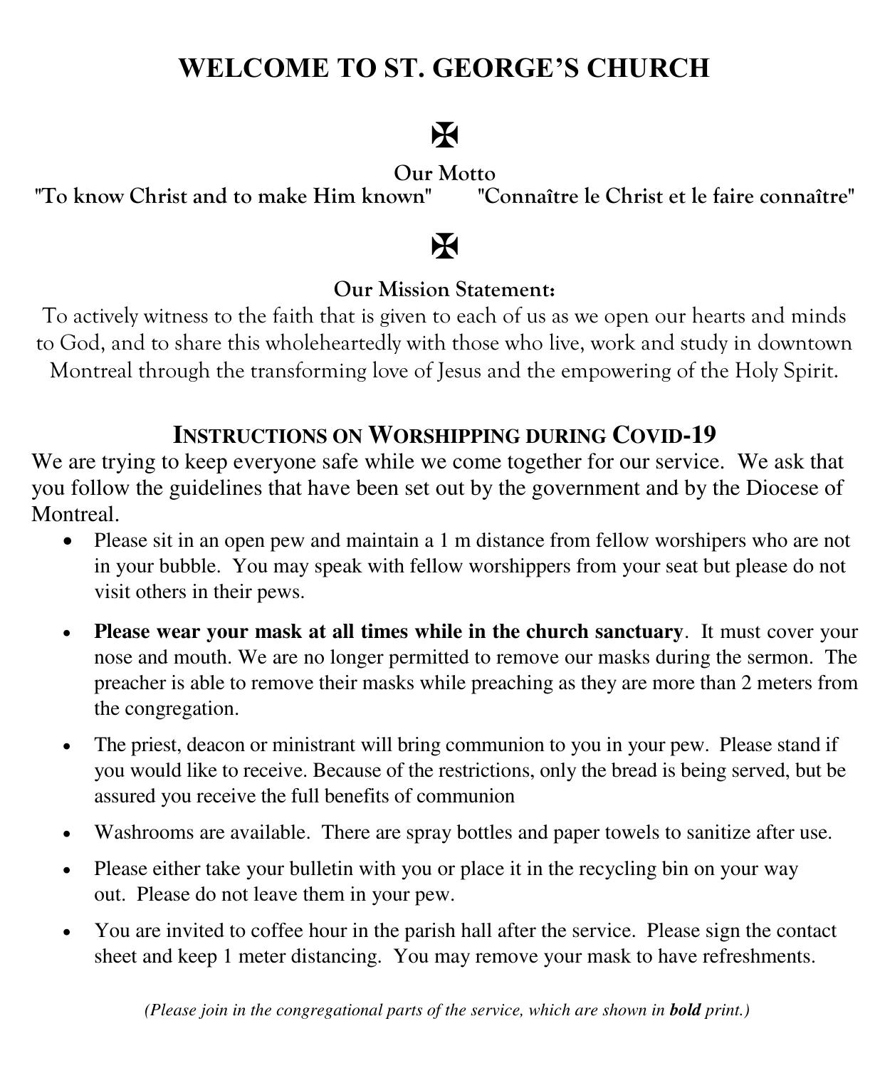# WELCOME TO ST. GEORGE'S CHURCH

✠

**Our Motto**

**"To know Christ and to make Him known"** **"Connaître le Christ et le faire connaître"**

✠

**Our Mission Statement:**

To actively witness to the faith that is given to each of us as we open our hearts and minds to God, and to share this wholeheartedly with those who live, work and study in downtown Montreal through the transforming love of Jesus and the empowering of the Holy Spirit.

## INSTRUCTIONS ON WORSHIPPING DURING COVID-19

We are trying to keep everyone safe while we come together for our service. We ask that you follow the guidelines that have been set out by the government and by the Diocese of Montreal.

- Please sit in an open pew and maintain a 1 m distance from fellow worshipers who are not in your bubble. You may speak with fellow worshippers from your seat but please do not visit others in their pews.
- **Please wear your mask at all times while in the church sanctuary**. It must cover your nose and mouth. We are no longer permitted to remove our masks during the sermon. The preacher is able to remove their masks while preaching as they are more than 2 meters from the congregation.
- The priest, deacon or ministrant will bring communion to you in your pew. Please stand if you would like to receive. Because of the restrictions, only the bread is being served, but be assured you receive the full benefits of communion
- Washrooms are available. There are spray bottles and paper towels to sanitize after use.
- Please either take your bulletin with you or place it in the recycling bin on your way out. Please do not leave them in your pew.
- You are invited to coffee hour in the parish hall after the service. Please sign the contact sheet and keep 1 meter distancing. You may remove your mask to have refreshments.

*(Please join in the congregational parts of the service, which are shown in **bold** print.)*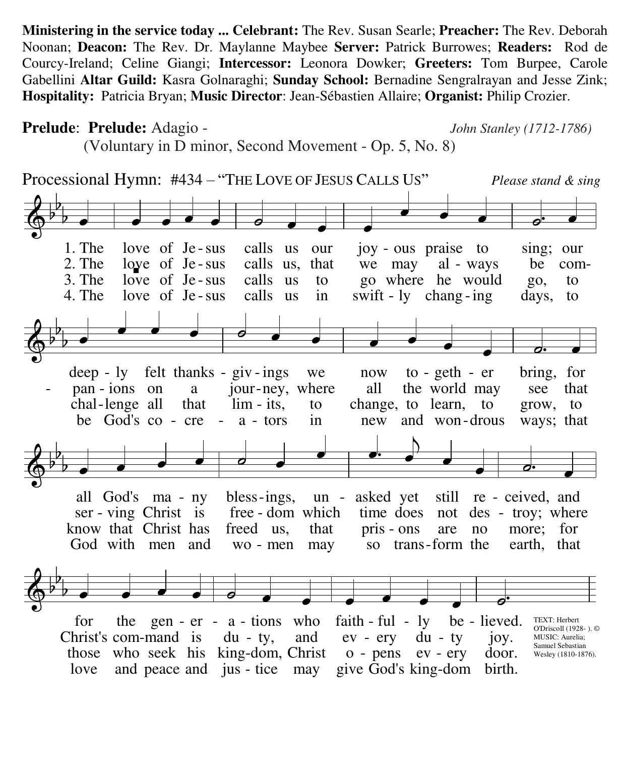**Ministering in the service today ... Celebrant:** The Rev. Susan Searle; **Preacher:** The Rev. Deborah Noonan; **Deacon:** The Rev. Dr. Maylanne Maybee **Server:** Patrick Burrowes; **Readers:** Rod de Courcy-Ireland; Celine Giangi; **Intercessor:** Leonora Dowker; **Greeters:** Tom Burpee, Carole Gabellini **Altar Guild:** Kasra Golnaraghi; **Sunday School:** Bernadine Sengralrayan and Jesse Zink; **Hospitality:** Patricia Bryan; **Music Director**: Jean-Sébastien Allaire; **Organist:** Philip Crozier.

**Prelude**: **Prelude:** Adagio - *John Stanley (1712-1786)*
(Voluntary in D minor, Second Movement - Op. 5, No. 8)

Processional Hymn: #434 – "THE LOVE OF JESUS CALLS US" *Please stand & sing*

1. The love of Jesus calls us our joyous praise to sing; our deeply felt thanksgivings we now together bring, for all God's many blessings, unasked yet still received, and for the generations who faithfully believed.

2. The love of Jesus calls us, that we may always be companions on a journey, where all the world may see that serving Christ is freedom which time does not destroy; where Christ's command is duty, and every duty joy.

3. The love of Jesus calls us to go where he would go, to challenge all that limits, to change, to learn, to grow, to know that Christ has freed us, that prisons are no more; for those who seek his kingdom, Christ opens every door.

4. The love of Jesus calls us in swiftly changing days, to be God's co-creators in new and wondrous ways; that God with men and women may so transform the earth, that love and peace and justice may give God's kingdom birth.

TEXT: Herbert O'Driscoll (1928- ). © MUSIC: Aurelia; Samuel Sebastian Wesley (1810-1876).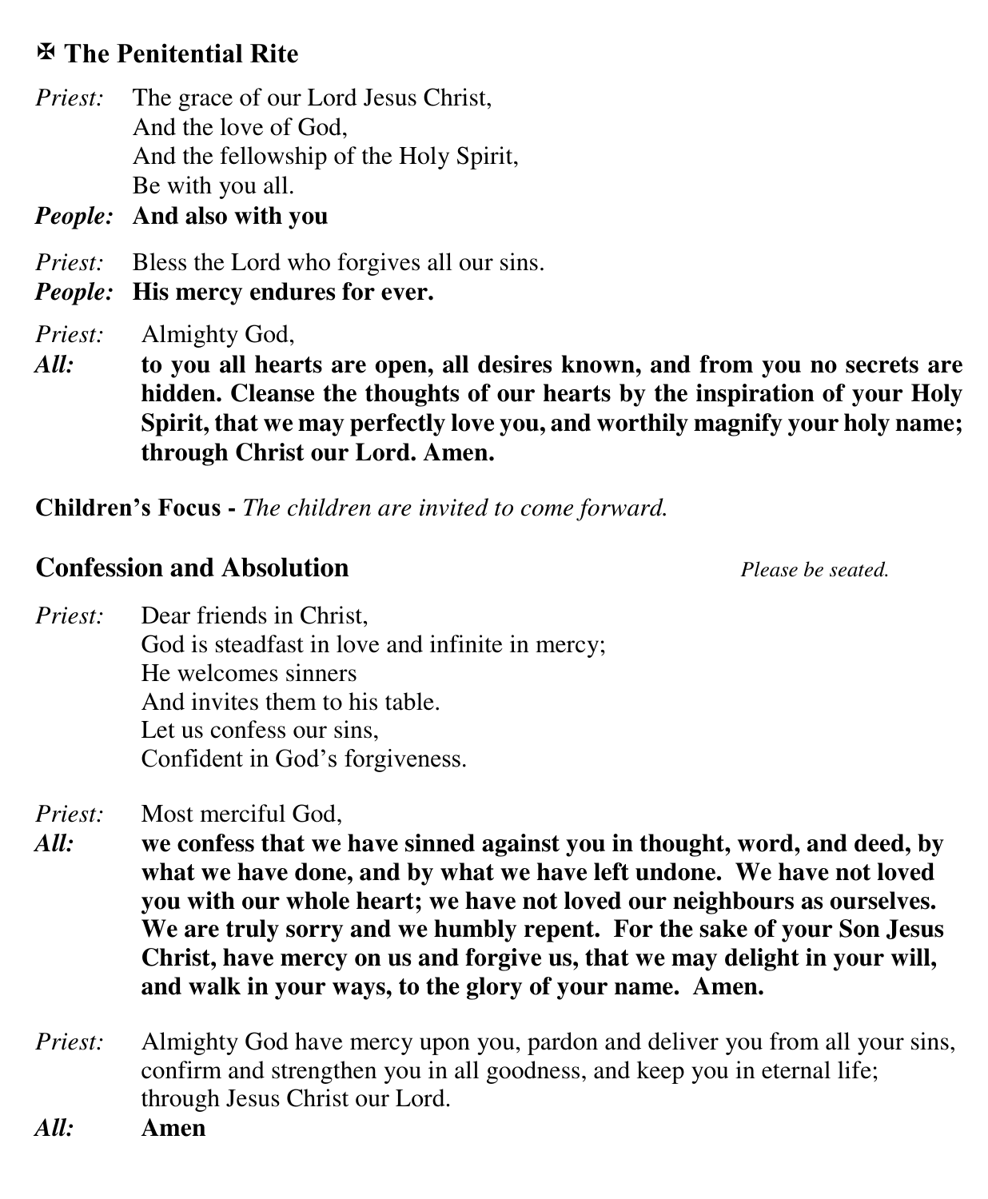## ✠ The Penitential Rite

*Priest:* The grace of our Lord Jesus Christ,
And the love of God,
And the fellowship of the Holy Spirit,
Be with you all.

***People:*** **And also with you**

*Priest:* Bless the Lord who forgives all our sins.

***People:*** **His mercy endures for ever.**

*Priest:* Almighty God,

***All:*** **to you all hearts are open, all desires known, and from you no secrets are hidden. Cleanse the thoughts of our hearts by the inspiration of your Holy Spirit, that we may perfectly love you, and worthily magnify your holy name; through Christ our Lord. Amen.**

**Children's Focus -** *The children are invited to come forward.*

## Confession and Absolution

*Please be seated.*

*Priest:* Dear friends in Christ,
God is steadfast in love and infinite in mercy;
He welcomes sinners
And invites them to his table.
Let us confess our sins,
Confident in God's forgiveness.

*Priest:* Most merciful God,

***All:*** **we confess that we have sinned against you in thought, word, and deed, by what we have done, and by what we have left undone. We have not loved you with our whole heart; we have not loved our neighbours as ourselves. We are truly sorry and we humbly repent. For the sake of your Son Jesus Christ, have mercy on us and forgive us, that we may delight in your will, and walk in your ways, to the glory of your name. Amen.**

*Priest:* Almighty God have mercy upon you, pardon and deliver you from all your sins, confirm and strengthen you in all goodness, and keep you in eternal life; through Jesus Christ our Lord.

***All:*** **Amen**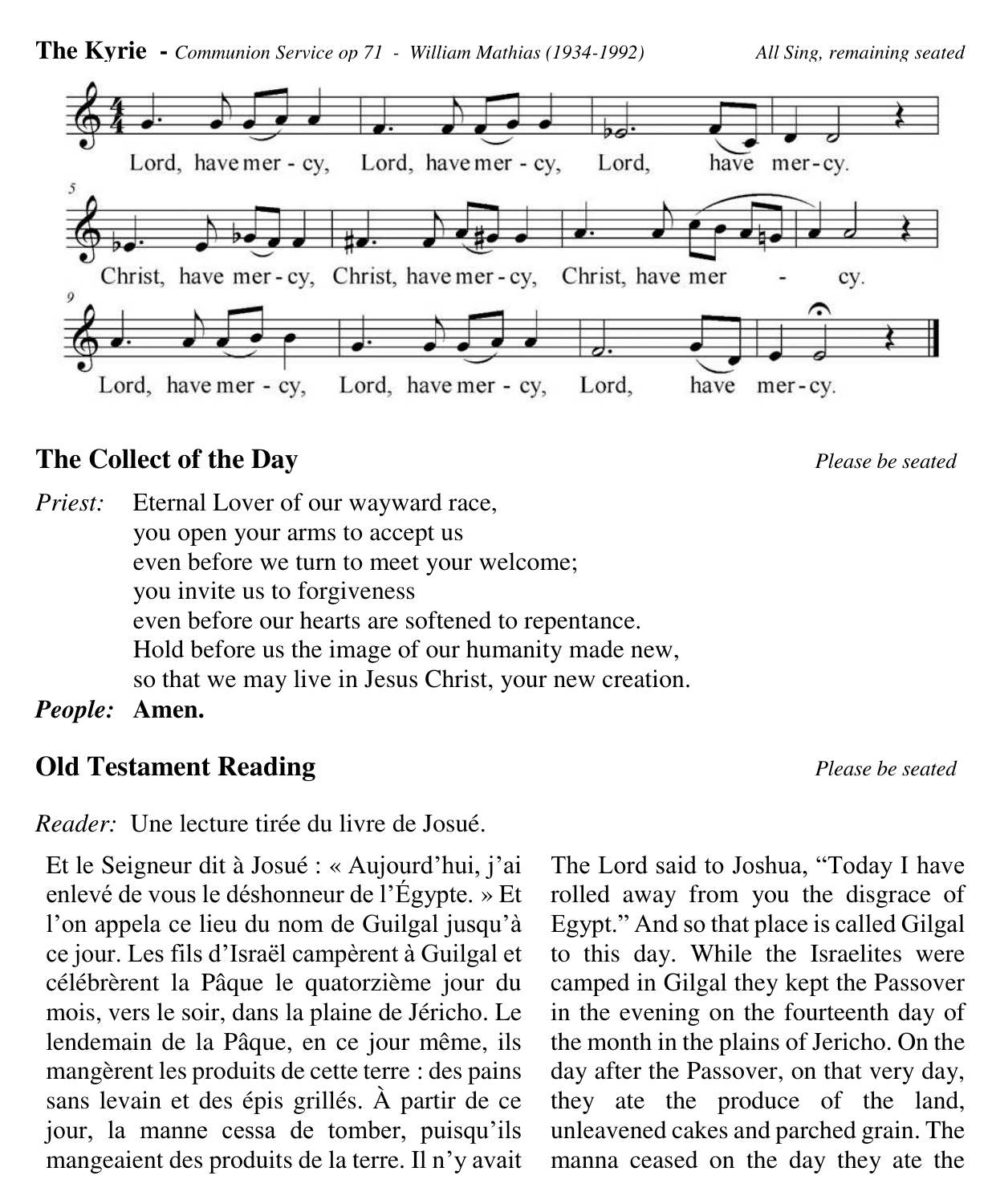**The Kyrie** - *Communion Service op 71 - William Mathias (1934-1992)* *All Sing, remaining seated*

Lord, have mer - cy, Lord, have mer - cy, Lord, have mer - cy.

Christ, have mer - cy, Christ, have mer - cy, Christ, have mer - cy.

Lord, have mer - cy, Lord, have mer - cy, Lord, have mer - cy.

## The Collect of the Day

*Please be seated*

*Priest:* Eternal Lover of our wayward race,
you open your arms to accept us
even before we turn to meet your welcome;
you invite us to forgiveness
even before our hearts are softened to repentance.
Hold before us the image of our humanity made new,
so that we may live in Jesus Christ, your new creation.

***People:*** **Amen.**

## Old Testament Reading

*Please be seated*

*Reader:* Une lecture tirée du livre de Josué.

Et le Seigneur dit à Josué : « Aujourd'hui, j'ai enlevé de vous le déshonneur de l'Égypte. » Et l'on appela ce lieu du nom de Guilgal jusqu'à ce jour. Les fils d'Israël campèrent à Guilgal et célébrèrent la Pâque le quatorzième jour du mois, vers le soir, dans la plaine de Jéricho. Le lendemain de la Pâque, en ce jour même, ils mangèrent les produits de cette terre : des pains sans levain et des épis grillés. À partir de ce jour, la manne cessa de tomber, puisqu'ils mangeaient des produits de la terre. Il n'y avait

The Lord said to Joshua, "Today I have rolled away from you the disgrace of Egypt." And so that place is called Gilgal to this day. While the Israelites were camped in Gilgal they kept the Passover in the evening on the fourteenth day of the month in the plains of Jericho. On the day after the Passover, on that very day, they ate the produce of the land, unleavened cakes and parched grain. The manna ceased on the day they ate the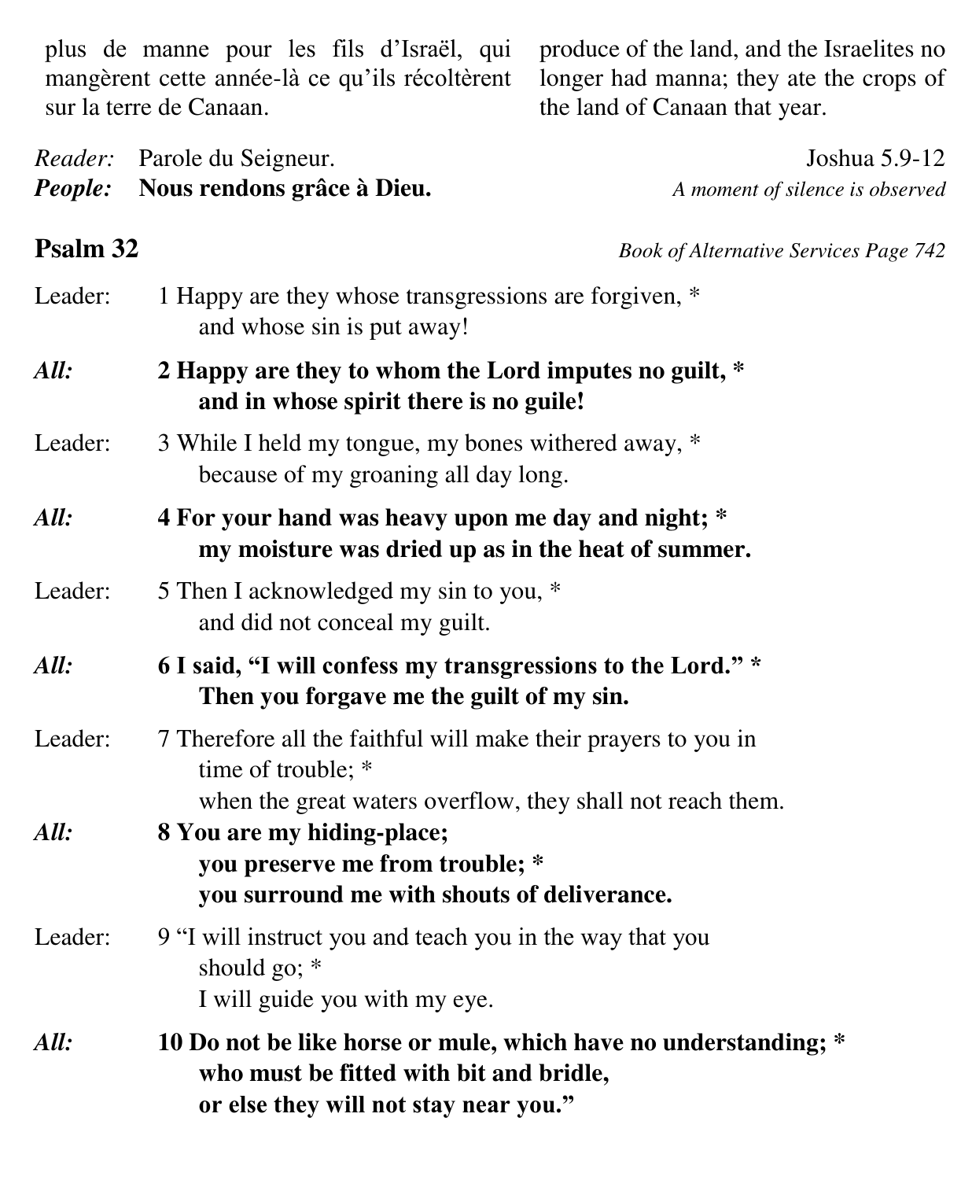plus de manne pour les fils d'Israël, qui mangèrent cette année-là ce qu'ils récoltèrent sur la terre de Canaan.

produce of the land, and the Israelites no longer had manna; they ate the crops of the land of Canaan that year.

*Reader:* Parole du Seigneur.
***People:*** **Nous rendons grâce à Dieu.**

Joshua 5.9-12
*A moment of silence is observed*

## Psalm 32

*Book of Alternative Services Page 742*

Leader: 1 Happy are they whose transgressions are forgiven, *
and whose sin is put away!

***All:*** **2 Happy are they to whom the Lord imputes no guilt, *
and in whose spirit there is no guile!**

Leader: 3 While I held my tongue, my bones withered away, *
because of my groaning all day long.

***All:*** **4 For your hand was heavy upon me day and night; *
my moisture was dried up as in the heat of summer.**

Leader: 5 Then I acknowledged my sin to you, *
and did not conceal my guilt.

***All:*** **6 I said, "I will confess my transgressions to the Lord." *
Then you forgave me the guilt of my sin.**

Leader: 7 Therefore all the faithful will make their prayers to you in time of trouble; *
when the great waters overflow, they shall not reach them.

***All:*** **8 You are my hiding-place;
you preserve me from trouble; *
you surround me with shouts of deliverance.**

Leader: 9 "I will instruct you and teach you in the way that you should go; *
I will guide you with my eye.

***All:*** **10 Do not be like horse or mule, which have no understanding; *
who must be fitted with bit and bridle,
or else they will not stay near you."**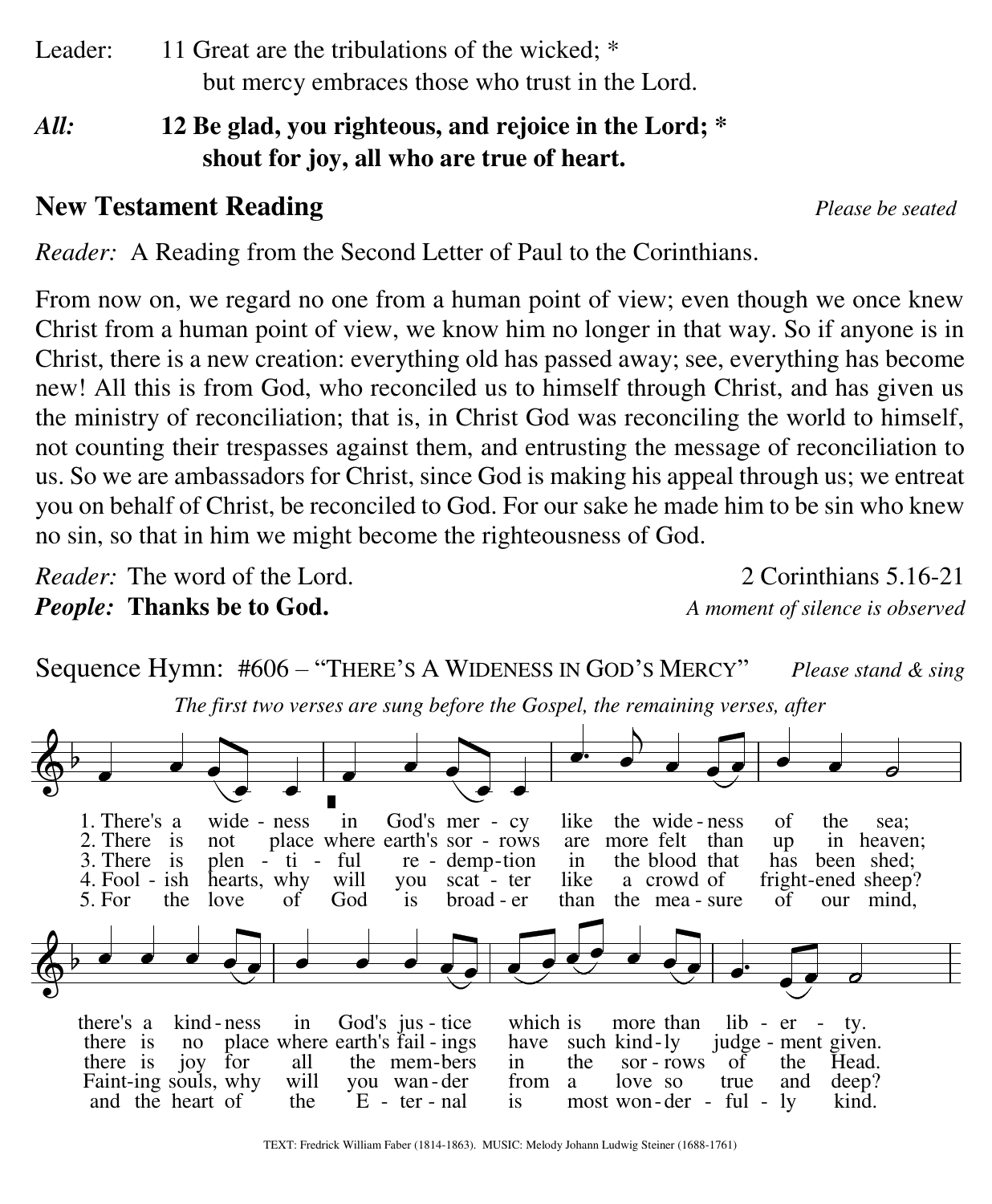Leader: 11 Great are the tribulations of the wicked; *
but mercy embraces those who trust in the Lord.

***All:*** **12 Be glad, you righteous, and rejoice in the Lord; ***
**shout for joy, all who are true of heart.**

## New Testament Reading

*Please be seated*

*Reader:* A Reading from the Second Letter of Paul to the Corinthians.

From now on, we regard no one from a human point of view; even though we once knew Christ from a human point of view, we know him no longer in that way. So if anyone is in Christ, there is a new creation: everything old has passed away; see, everything has become new! All this is from God, who reconciled us to himself through Christ, and has given us the ministry of reconciliation; that is, in Christ God was reconciling the world to himself, not counting their trespasses against them, and entrusting the message of reconciliation to us. So we are ambassadors for Christ, since God is making his appeal through us; we entreat you on behalf of Christ, be reconciled to God. For our sake he made him to be sin who knew no sin, so that in him we might become the righteousness of God.

*Reader:* The word of the Lord. — 2 Corinthians 5.16-21

***People:*** **Thanks be to God.**

*A moment of silence is observed*

Sequence Hymn: #606 – "THERE'S A WIDENESS IN GOD'S MERCY" *Please stand & sing*

*The first two verses are sung before the Gospel, the remaining verses, after*

1. There's a wide - ness in God's mer - cy like the wide - ness of the sea; there's a kind - ness in God's jus - tice which is more than lib - er - ty.
2. There is not place where earth's sor - rows are more felt than up in heaven; there is no place where earth's fail - ings have such kind - ly judge - ment given.
3. There is plen - ti - ful re - demp - tion in the blood that has been shed; there is joy for all the mem - bers in the sor - rows of the Head.
4. Fool - ish hearts, why will you scat - ter like a crowd of fright - ened sheep? Faint - ing souls, why will you wan - der from a love so true and deep?
5. For the love of God is broad - er than the mea - sure of our mind, and the heart of the E - ter - nal is most won - der - ful - ly kind.

TEXT: Fredrick William Faber (1814-1863). MUSIC: Melody Johann Ludwig Steiner (1688-1761)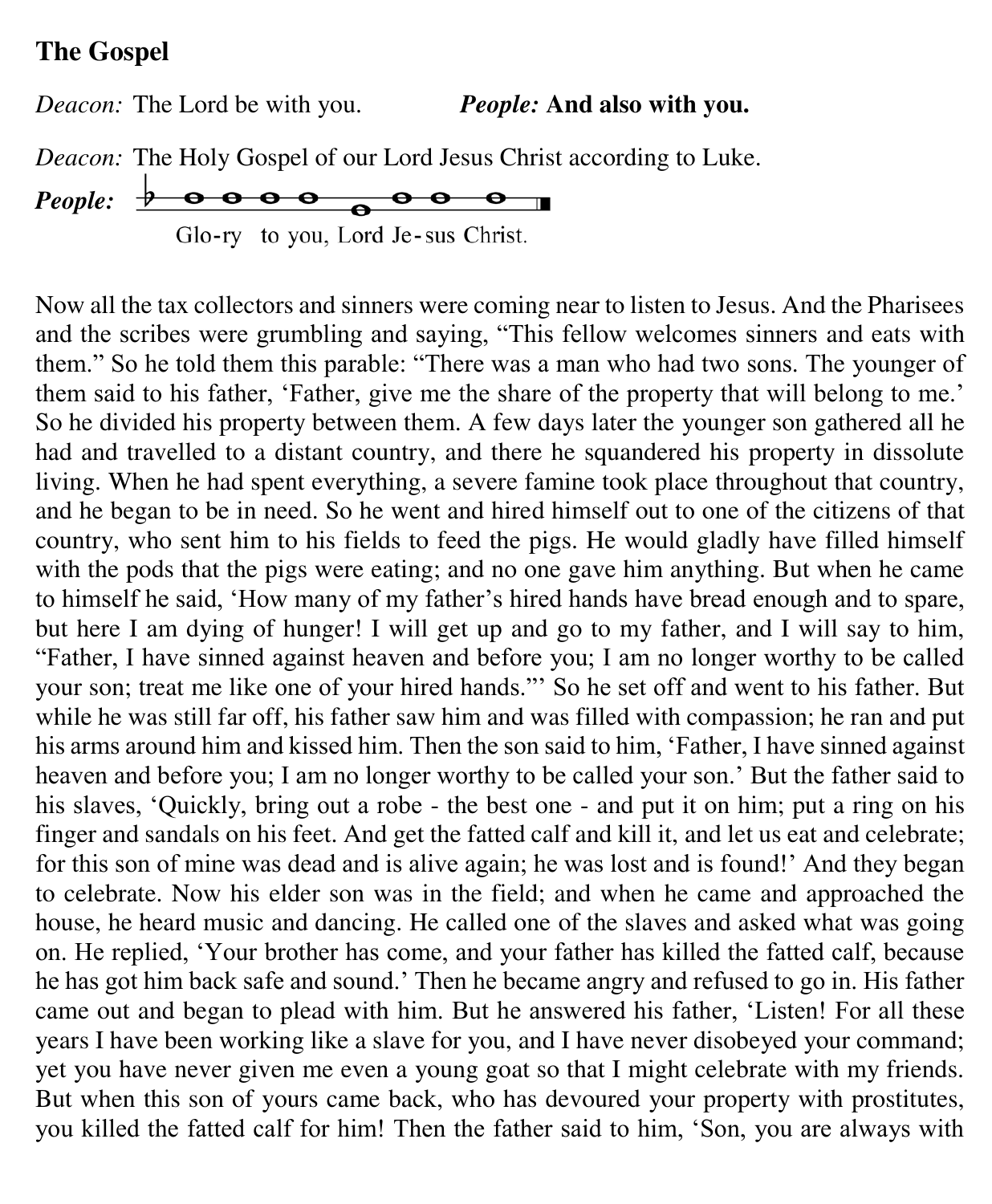**The Gospel**

*Deacon:* The Lord be with you. ***People:* And also with you.**

*Deacon:* The Holy Gospel of our Lord Jesus Christ according to Luke.

***People:*** Glo-ry to you, Lord Je-sus Christ.

Now all the tax collectors and sinners were coming near to listen to Jesus. And the Pharisees and the scribes were grumbling and saying, “This fellow welcomes sinners and eats with them.” So he told them this parable: “There was a man who had two sons. The younger of them said to his father, ‘Father, give me the share of the property that will belong to me.’ So he divided his property between them. A few days later the younger son gathered all he had and travelled to a distant country, and there he squandered his property in dissolute living. When he had spent everything, a severe famine took place throughout that country, and he began to be in need. So he went and hired himself out to one of the citizens of that country, who sent him to his fields to feed the pigs. He would gladly have filled himself with the pods that the pigs were eating; and no one gave him anything. But when he came to himself he said, ‘How many of my father’s hired hands have bread enough and to spare, but here I am dying of hunger! I will get up and go to my father, and I will say to him, “Father, I have sinned against heaven and before you; I am no longer worthy to be called your son; treat me like one of your hired hands.”’ So he set off and went to his father. But while he was still far off, his father saw him and was filled with compassion; he ran and put his arms around him and kissed him. Then the son said to him, ‘Father, I have sinned against heaven and before you; I am no longer worthy to be called your son.’ But the father said to his slaves, ‘Quickly, bring out a robe - the best one - and put it on him; put a ring on his finger and sandals on his feet. And get the fatted calf and kill it, and let us eat and celebrate; for this son of mine was dead and is alive again; he was lost and is found!’ And they began to celebrate. Now his elder son was in the field; and when he came and approached the house, he heard music and dancing. He called one of the slaves and asked what was going on. He replied, ‘Your brother has come, and your father has killed the fatted calf, because he has got him back safe and sound.’ Then he became angry and refused to go in. His father came out and began to plead with him. But he answered his father, ‘Listen! For all these years I have been working like a slave for you, and I have never disobeyed your command; yet you have never given me even a young goat so that I might celebrate with my friends. But when this son of yours came back, who has devoured your property with prostitutes, you killed the fatted calf for him! Then the father said to him, ‘Son, you are always with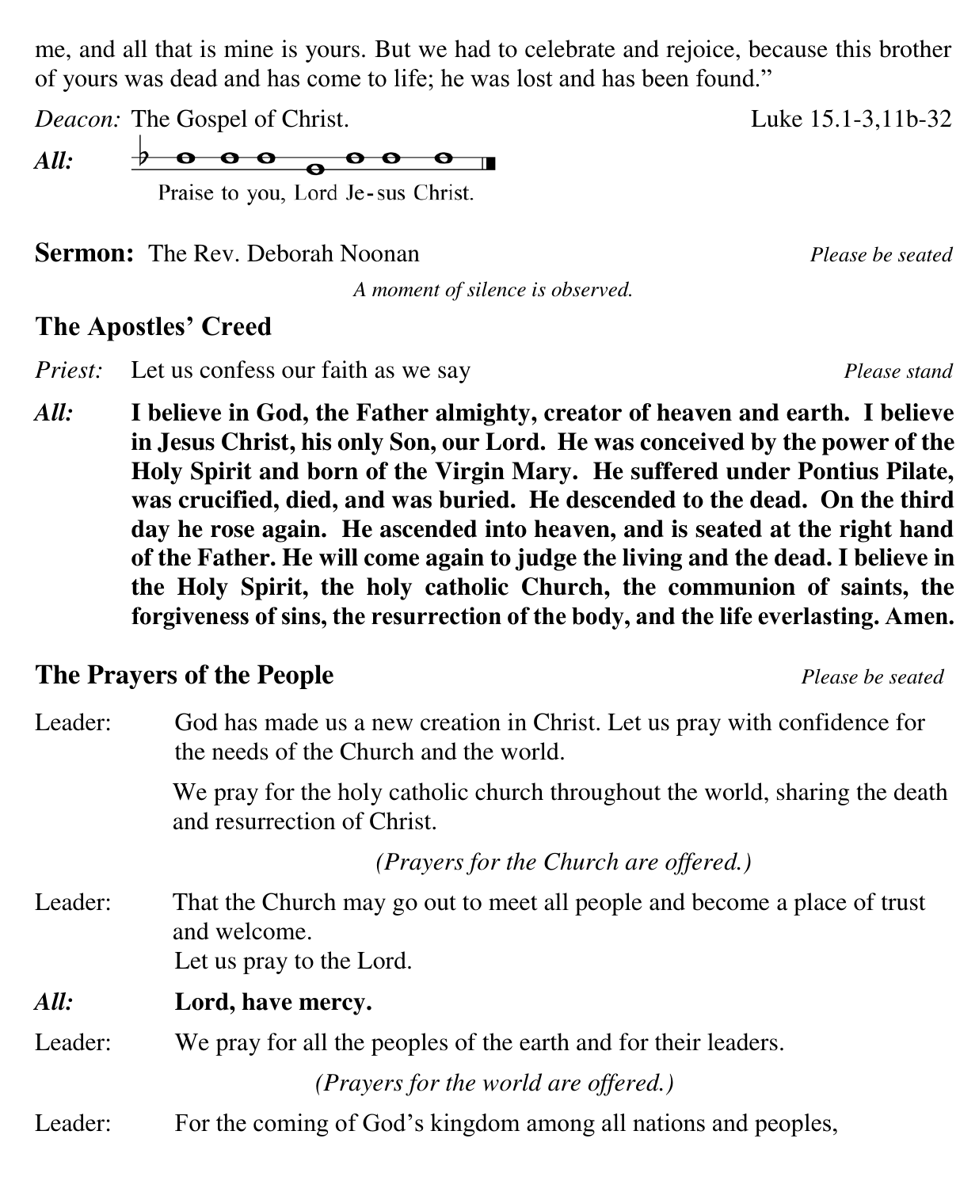me, and all that is mine is yours. But we had to celebrate and rejoice, because this brother of yours was dead and has come to life; he was lost and has been found."

*Deacon:* The Gospel of Christ. Luke 15.1-3,11b-32

***All:*** Praise to you, Lord Je-sus Christ.

**Sermon:** The Rev. Deborah Noonan *Please be seated*

*A moment of silence is observed.*

## The Apostles' Creed

*Priest:* Let us confess our faith as we say *Please stand*

***All:*** **I believe in God, the Father almighty, creator of heaven and earth. I believe in Jesus Christ, his only Son, our Lord. He was conceived by the power of the Holy Spirit and born of the Virgin Mary. He suffered under Pontius Pilate, was crucified, died, and was buried. He descended to the dead. On the third day he rose again. He ascended into heaven, and is seated at the right hand of the Father. He will come again to judge the living and the dead. I believe in the Holy Spirit, the holy catholic Church, the communion of saints, the forgiveness of sins, the resurrection of the body, and the life everlasting. Amen.**

## The Prayers of the People *Please be seated*

Leader: God has made us a new creation in Christ. Let us pray with confidence for the needs of the Church and the world.

We pray for the holy catholic church throughout the world, sharing the death and resurrection of Christ.

*(Prayers for the Church are offered.)*

Leader: That the Church may go out to meet all people and become a place of trust and welcome.
Let us pray to the Lord.

***All:*** **Lord, have mercy.**

Leader: We pray for all the peoples of the earth and for their leaders.

*(Prayers for the world are offered.)*

Leader: For the coming of God's kingdom among all nations and peoples,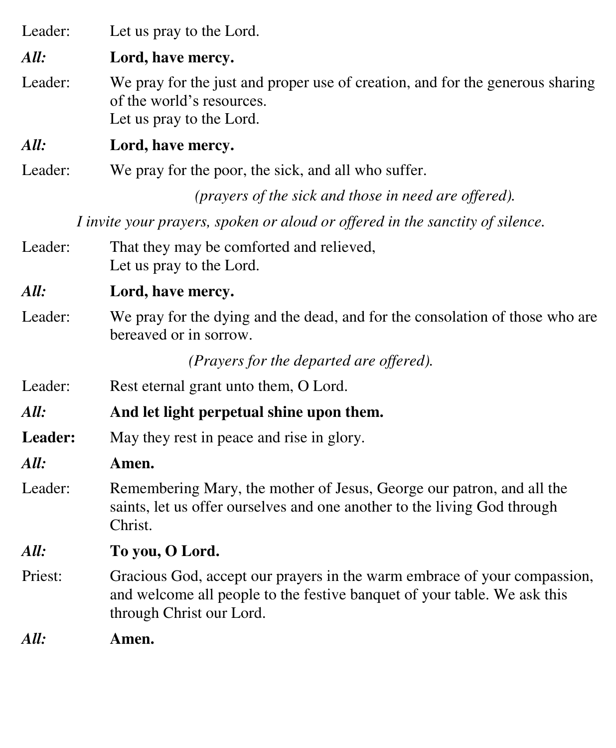Leader: Let us pray to the Lord.

***All:*** **Lord, have mercy.**

Leader: We pray for the just and proper use of creation, and for the generous sharing of the world's resources.
Let us pray to the Lord.

***All:*** **Lord, have mercy.**

Leader: We pray for the poor, the sick, and all who suffer.

*(prayers of the sick and those in need are offered).*

*I invite your prayers, spoken or aloud or offered in the sanctity of silence.*

Leader: That they may be comforted and relieved,
Let us pray to the Lord.

***All:*** **Lord, have mercy.**

Leader: We pray for the dying and the dead, and for the consolation of those who are bereaved or in sorrow.

*(Prayers for the departed are offered).*

Leader: Rest eternal grant unto them, O Lord.

***All:*** **And let light perpetual shine upon them.**

**Leader:** May they rest in peace and rise in glory.

***All:*** **Amen.**

Leader: Remembering Mary, the mother of Jesus, George our patron, and all the saints, let us offer ourselves and one another to the living God through Christ.

***All:*** **To you, O Lord.**

Priest: Gracious God, accept our prayers in the warm embrace of your compassion, and welcome all people to the festive banquet of your table. We ask this through Christ our Lord.

***All:*** **Amen.**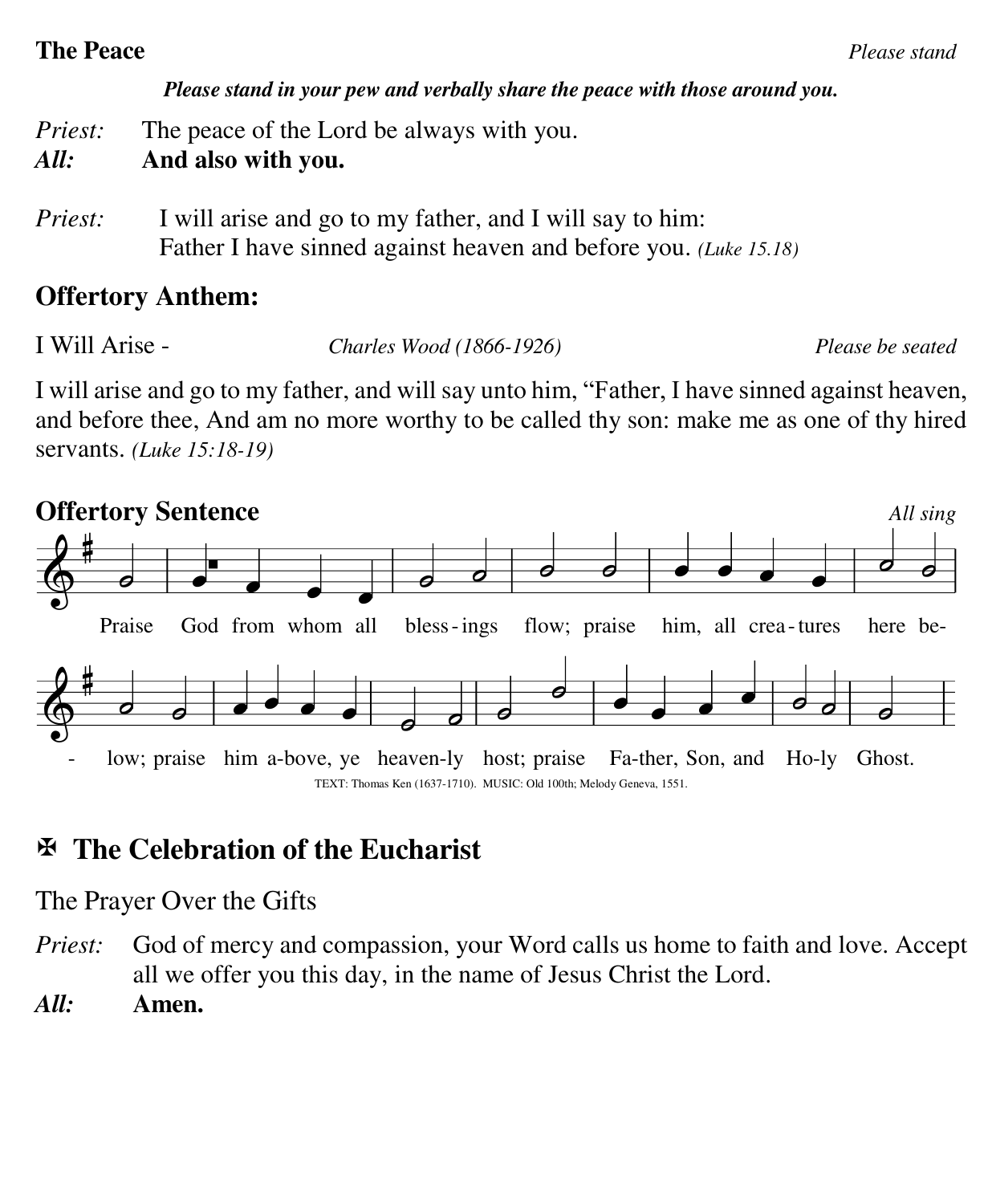**The Peace** *Please stand*

***Please stand in your pew and verbally share the peace with those around you.***

*Priest:* The peace of the Lord be always with you.
***All:*** **And also with you.**

*Priest:* I will arise and go to my father, and I will say to him:
Father I have sinned against heaven and before you. *(Luke 15.18)*

## Offertory Anthem:

I Will Arise - *Charles Wood (1866-1926)* *Please be seated*

I will arise and go to my father, and will say unto him, "Father, I have sinned against heaven, and before thee, And am no more worthy to be called thy son: make me as one of thy hired servants. *(Luke 15:18-19)*

## Offertory Sentence

*All sing*

Praise God from whom all bless-ings flow; praise him, all crea-tures here be-low; praise him a-bove, ye heaven-ly host; praise Fa-ther, Son, and Ho-ly Ghost.

TEXT: Thomas Ken (1637-1710). MUSIC: Old 100th; Melody Geneva, 1551.

## ✠ The Celebration of the Eucharist

The Prayer Over the Gifts

*Priest:* God of mercy and compassion, your Word calls us home to faith and love. Accept all we offer you this day, in the name of Jesus Christ the Lord.
***All:*** **Amen.**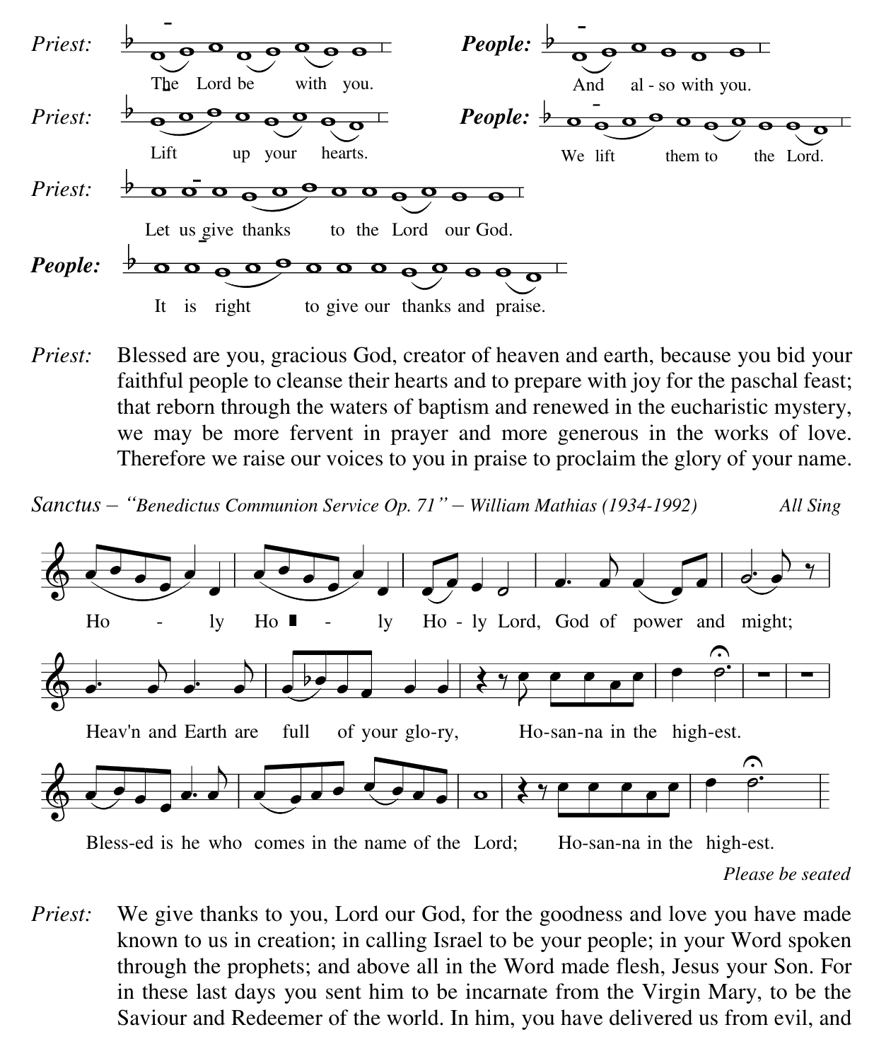*Priest:* The Lord be with you.

***People:*** And al - so with you.

*Priest:* Lift up your hearts.

***People:*** We lift them to the Lord.

*Priest:* Let us give thanks to the Lord our God.

***People:*** It is right to give our thanks and praise.

*Priest:* Blessed are you, gracious God, creator of heaven and earth, because you bid your faithful people to cleanse their hearts and to prepare with joy for the paschal feast; that reborn through the waters of baptism and renewed in the eucharistic mystery, we may be more fervent in prayer and more generous in the works of love. Therefore we raise our voices to you in praise to proclaim the glory of your name.

*Sanctus – "Benedictus Communion Service Op. 71" – William Mathias (1934-1992)* *All Sing*

Ho - ly Ho - ly Ho - ly Lord, God of power and might;

Heav'n and Earth are full of your glo-ry, Ho-san-na in the high-est.

Bless-ed is he who comes in the name of the Lord; Ho-san-na in the high-est.

*Please be seated*

*Priest:* We give thanks to you, Lord our God, for the goodness and love you have made known to us in creation; in calling Israel to be your people; in your Word spoken through the prophets; and above all in the Word made flesh, Jesus your Son. For in these last days you sent him to be incarnate from the Virgin Mary, to be the Saviour and Redeemer of the world. In him, you have delivered us from evil, and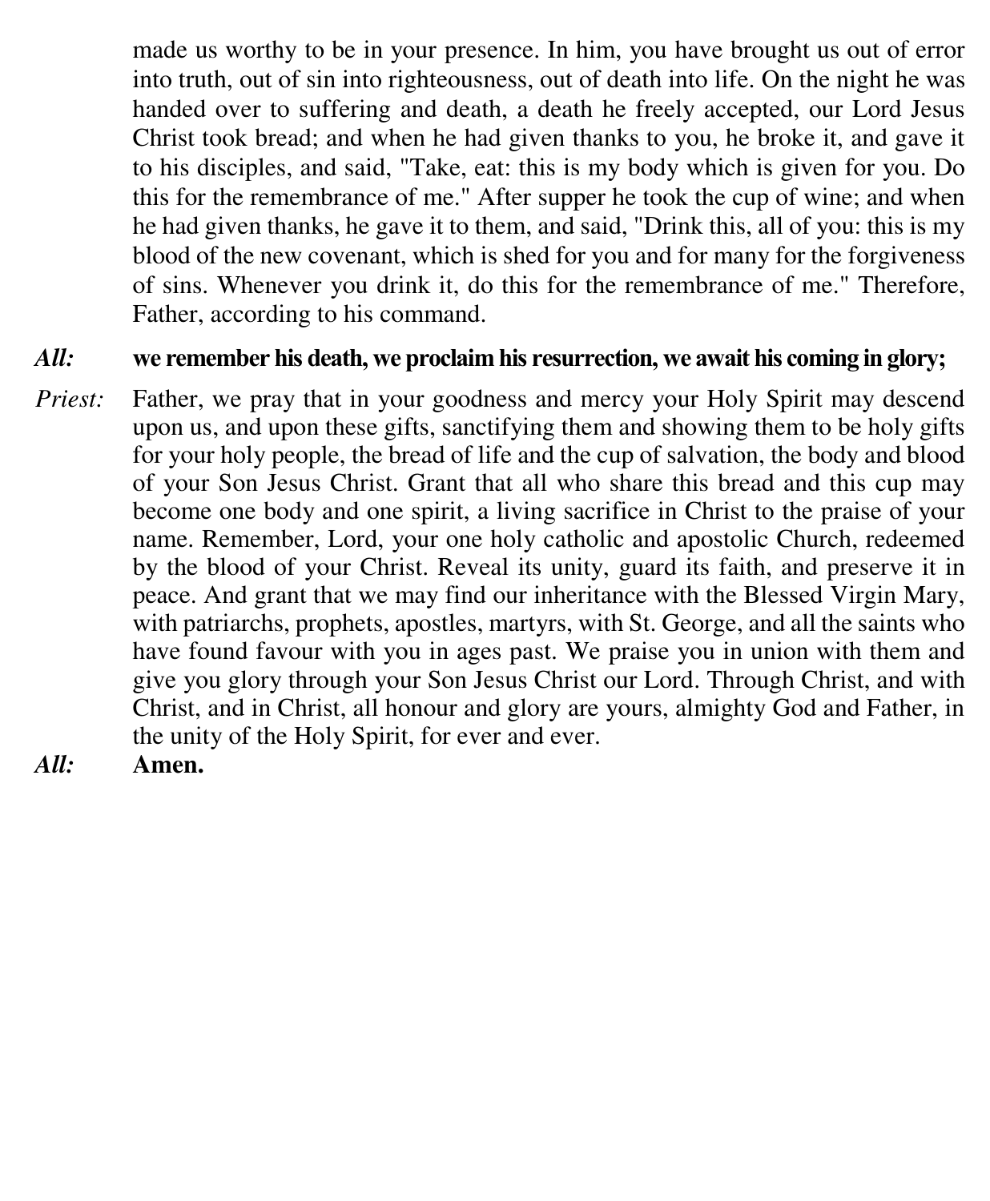made us worthy to be in your presence. In him, you have brought us out of error into truth, out of sin into righteousness, out of death into life. On the night he was handed over to suffering and death, a death he freely accepted, our Lord Jesus Christ took bread; and when he had given thanks to you, he broke it, and gave it to his disciples, and said, "Take, eat: this is my body which is given for you. Do this for the remembrance of me." After supper he took the cup of wine; and when he had given thanks, he gave it to them, and said, "Drink this, all of you: this is my blood of the new covenant, which is shed for you and for many for the forgiveness of sins. Whenever you drink it, do this for the remembrance of me." Therefore, Father, according to his command.

***All:*** **we remember his death, we proclaim his resurrection, we await his coming in glory;**

*Priest:* Father, we pray that in your goodness and mercy your Holy Spirit may descend upon us, and upon these gifts, sanctifying them and showing them to be holy gifts for your holy people, the bread of life and the cup of salvation, the body and blood of your Son Jesus Christ. Grant that all who share this bread and this cup may become one body and one spirit, a living sacrifice in Christ to the praise of your name. Remember, Lord, your one holy catholic and apostolic Church, redeemed by the blood of your Christ. Reveal its unity, guard its faith, and preserve it in peace. And grant that we may find our inheritance with the Blessed Virgin Mary, with patriarchs, prophets, apostles, martyrs, with St. George, and all the saints who have found favour with you in ages past. We praise you in union with them and give you glory through your Son Jesus Christ our Lord. Through Christ, and with Christ, and in Christ, all honour and glory are yours, almighty God and Father, in the unity of the Holy Spirit, for ever and ever.

***All:*** **Amen.**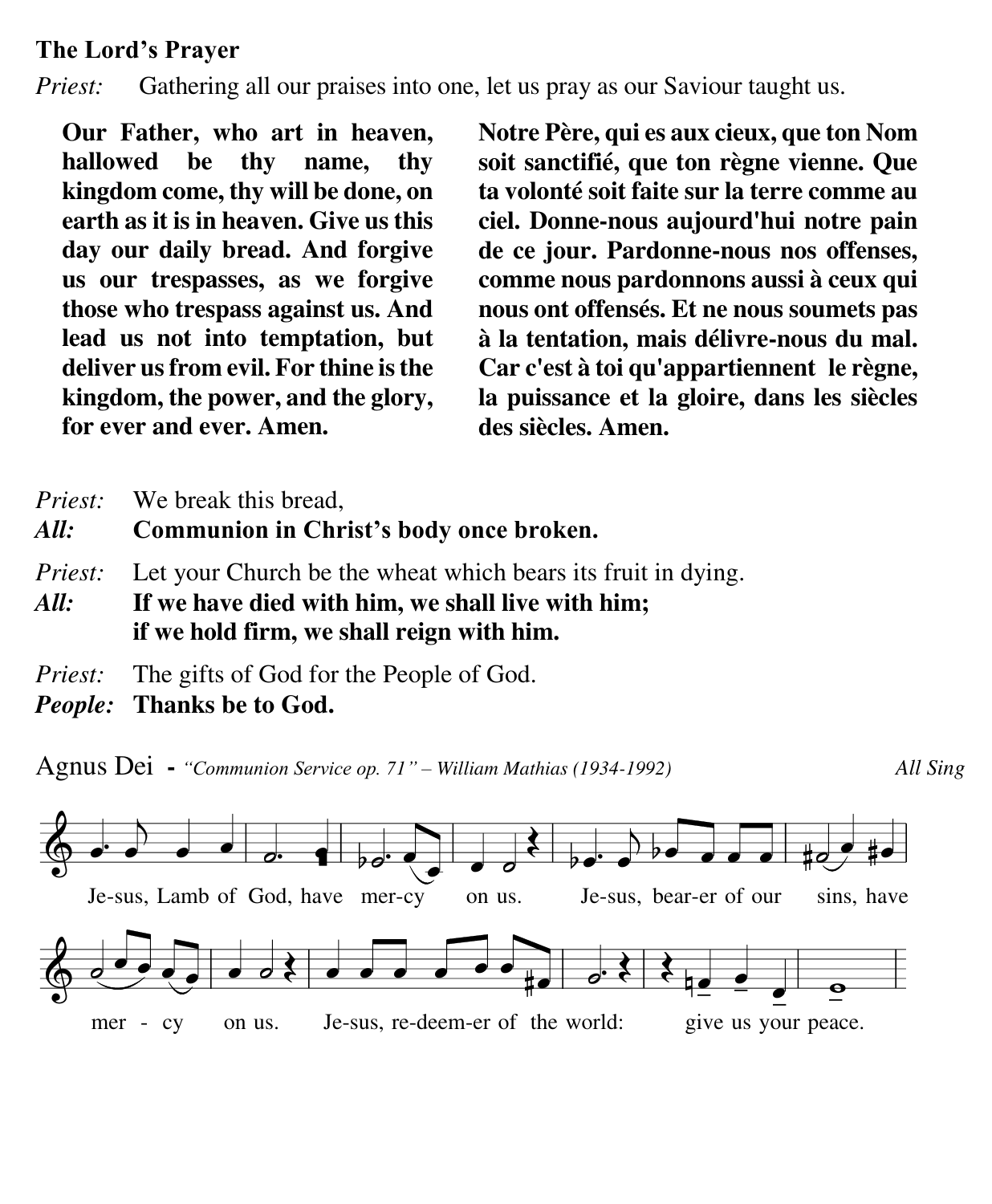**The Lord's Prayer**

*Priest:* Gathering all our praises into one, let us pray as our Saviour taught us.

**Our Father, who art in heaven, hallowed be thy name, thy kingdom come, thy will be done, on earth as it is in heaven. Give us this day our daily bread. And forgive us our trespasses, as we forgive those who trespass against us. And lead us not into temptation, but deliver us from evil. For thine is the kingdom, the power, and the glory, for ever and ever. Amen.**

**Notre Père, qui es aux cieux, que ton Nom soit sanctifié, que ton règne vienne. Que ta volonté soit faite sur la terre comme au ciel. Donne-nous aujourd'hui notre pain de ce jour. Pardonne-nous nos offenses, comme nous pardonnons aussi à ceux qui nous ont offensés. Et ne nous soumets pas à la tentation, mais délivre-nous du mal. Car c'est à toi qu'appartiennent le règne, la puissance et la gloire, dans les siècles des siècles. Amen.**

*Priest:* We break this bread,
***All:*** **Communion in Christ's body once broken.**

*Priest:* Let your Church be the wheat which bears its fruit in dying.
***All:*** **If we have died with him, we shall live with him;
if we hold firm, we shall reign with him.**

*Priest:* The gifts of God for the People of God.
***People:*** **Thanks be to God.**

Agnus Dei - *"Communion Service op. 71" – William Mathias (1934-1992)* *All Sing*

Je-sus, Lamb of God, have mer-cy on us. Je-sus, bear-er of our sins, have mer - cy on us. Je-sus, re-deem-er of the world: give us your peace.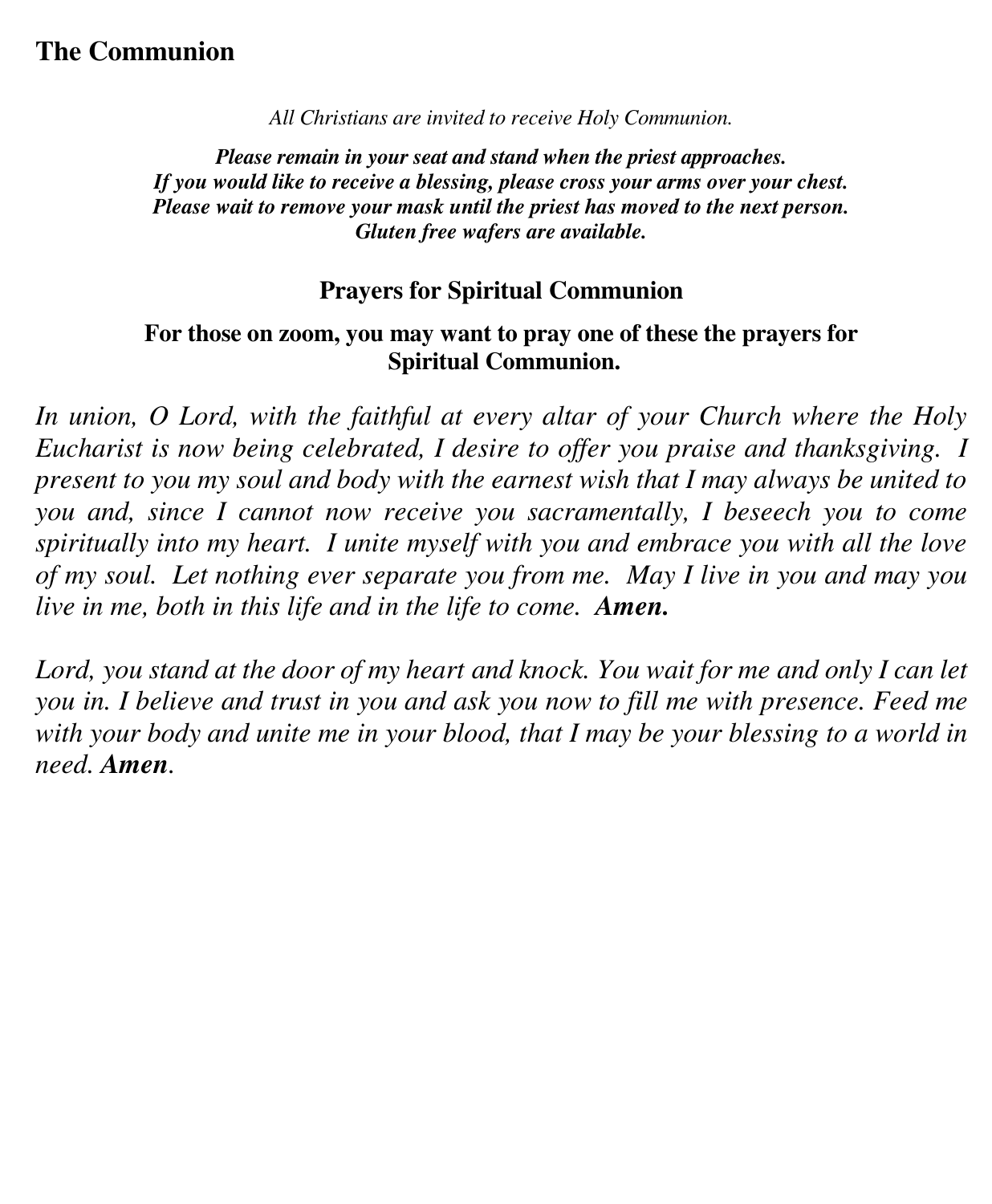## The Communion

*All Christians are invited to receive Holy Communion.*

***Please remain in your seat and stand when the priest approaches.***
***If you would like to receive a blessing, please cross your arms over your chest.***
***Please wait to remove your mask until the priest has moved to the next person.***
***Gluten free wafers are available.***

### Prayers for Spiritual Communion

**For those on zoom, you may want to pray one of these the prayers for Spiritual Communion.**

*In union, O Lord, with the faithful at every altar of your Church where the Holy Eucharist is now being celebrated, I desire to offer you praise and thanksgiving. I present to you my soul and body with the earnest wish that I may always be united to you and, since I cannot now receive you sacramentally, I beseech you to come spiritually into my heart. I unite myself with you and embrace you with all the love of my soul. Let nothing ever separate you from me. May I live in you and may you live in me, both in this life and in the life to come.* ***Amen.***

*Lord, you stand at the door of my heart and knock. You wait for me and only I can let you in. I believe and trust in you and ask you now to fill me with presence. Feed me with your body and unite me in your blood, that I may be your blessing to a world in need.* ***Amen***.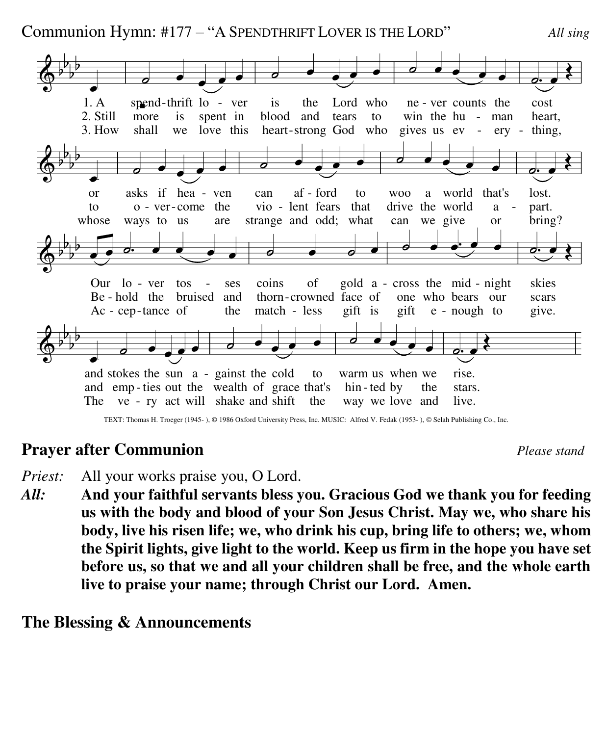Communion Hymn: #177 – "A SPENDTHRIFT LOVER IS THE LORD" *All sing*

1. A spend-thrift lo - ver is the Lord who ne - ver counts the cost or asks if hea - ven can af - ford to woo a world that's lost. Our lo - ver tos - ses coins of gold a - cross the mid - night skies and stokes the sun a - gainst the cold to warm us when we rise.

2. Still more is spent in blood and tears to win the hu - man heart, to o - ver - come the vio - lent fears that drive the world a - part. Be - hold the bruised and thorn - crowned face of one who bears our scars and emp - ties out the wealth of grace that's hin - ted by the stars.

3. How shall we love this heart - strong God who gives us ev - ery - thing, whose ways to us are strange and odd; what can we give or bring? Ac - cep - tance of the match - less gift is gift e - nough to give. The ve - ry act will shake and shift the way we love and live.

TEXT: Thomas H. Troeger (1945- ), © 1986 Oxford University Press, Inc. MUSIC: Alfred V. Fedak (1953- ), © Selah Publishing Co., Inc.

## Prayer after Communion *Please stand*

*Priest:* All your works praise you, O Lord.

*All:* **And your faithful servants bless you. Gracious God we thank you for feeding us with the body and blood of your Son Jesus Christ. May we, who share his body, live his risen life; we, who drink his cup, bring life to others; we, whom the Spirit lights, give light to the world. Keep us firm in the hope you have set before us, so that we and all your children shall be free, and the whole earth live to praise your name; through Christ our Lord. Amen.**

## The Blessing & Announcements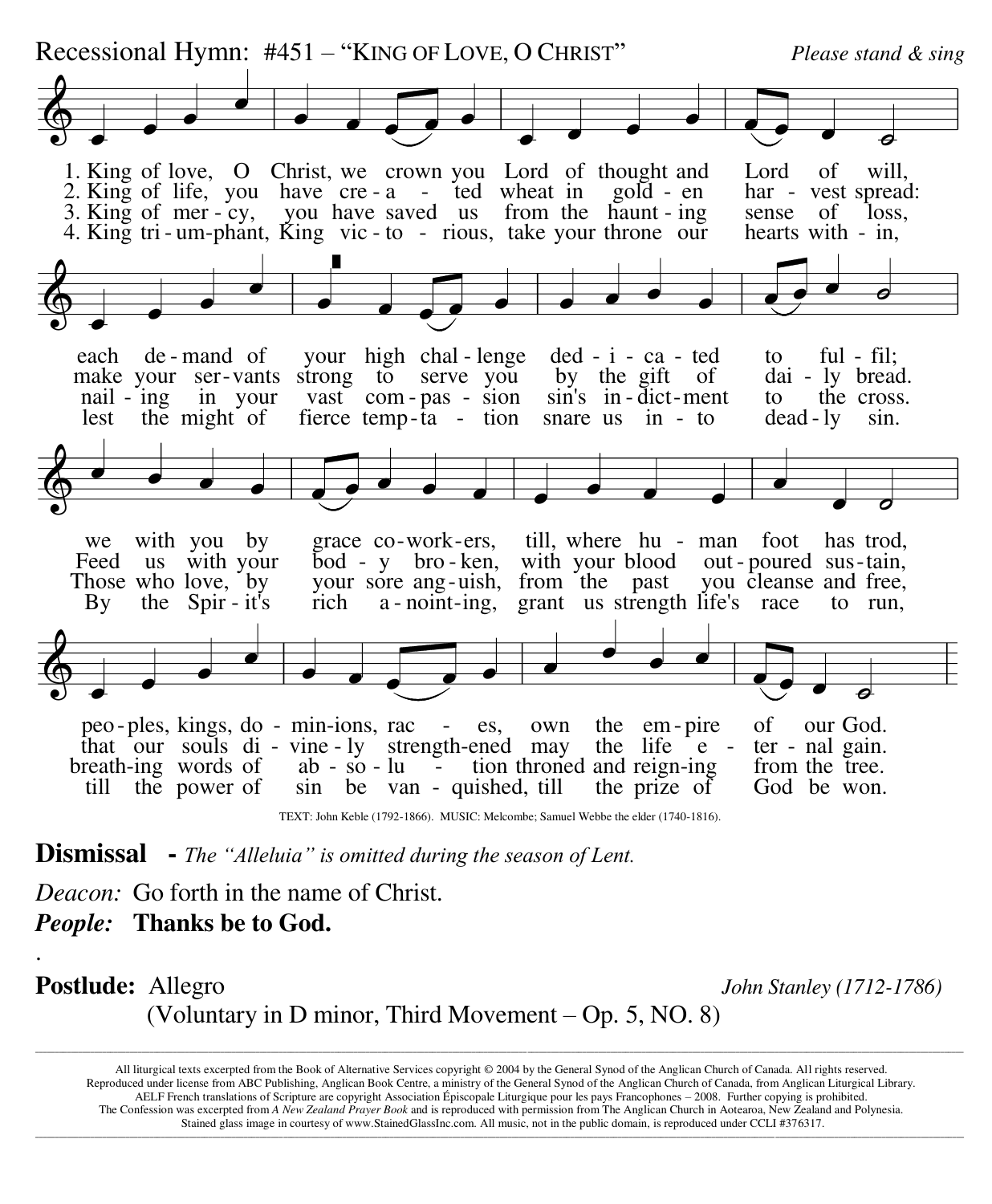Recessional Hymn: #451 – "KING OF LOVE, O CHRIST" *Please stand & sing*

1. King of love, O Christ, we crown you Lord of thought and Lord of will, each de-mand of your high chal-lenge ded-i-ca-ted to ful-fil; we with you by grace co-work-ers, till, where hu-man foot has trod, peo-ples, kings, do-min-ions, rac-es, own the em-pire of our God.

2. King of life, you have cre-a-ted wheat in gold-en har-vest spread: make your ser-vants strong to serve you by the gift of dai-ly bread. Feed us with your bod-y bro-ken, with your blood out-poured sus-tain, that our souls di-vine-ly strength-ened may the life e-ter-nal gain.

3. King of mer-cy, you have saved us from the haunt-ing sense of loss, nail-ing in your vast com-pas-sion sin's in-dict-ment to the cross. Those who love, by your sore ang-uish, from the past you cleanse and free, breath-ing words of ab-so-lu-tion throned and reign-ing from the tree.

4. King tri-um-phant, King vic-to-rious, take your throne our hearts with-in, lest the might of fierce temp-ta-tion snare us in-to dead-ly sin. By the Spir-it's rich a-noint-ing, grant us strength life's race to run, till the power of sin be van-quished, till the prize of God be won.

TEXT: John Keble (1792-1866). MUSIC: Melcombe; Samuel Webbe the elder (1740-1816).

**Dismissal** - *The "Alleluia" is omitted during the season of Lent.*

*Deacon:* Go forth in the name of Christ.

***People:*** **Thanks be to God.**

.

**Postlude:** Allegro *John Stanley (1712-1786)*
(Voluntary in D minor, Third Movement – Op. 5, NO. 8)

---

All liturgical texts excerpted from the Book of Alternative Services copyright © 2004 by the General Synod of the Anglican Church of Canada. All rights reserved. Reproduced under license from ABC Publishing, Anglican Book Centre, a ministry of the General Synod of the Anglican Church of Canada, from Anglican Liturgical Library. AELF French translations of Scripture are copyright Association Épiscopale Liturgique pour les pays Francophones – 2008. Further copying is prohibited. The Confession was excerpted from *A New Zealand Prayer Book* and is reproduced with permission from The Anglican Church in Aotearoa, New Zealand and Polynesia. Stained glass image in courtesy of www.StainedGlassInc.com. All music, not in the public domain, is reproduced under CCLI #376317.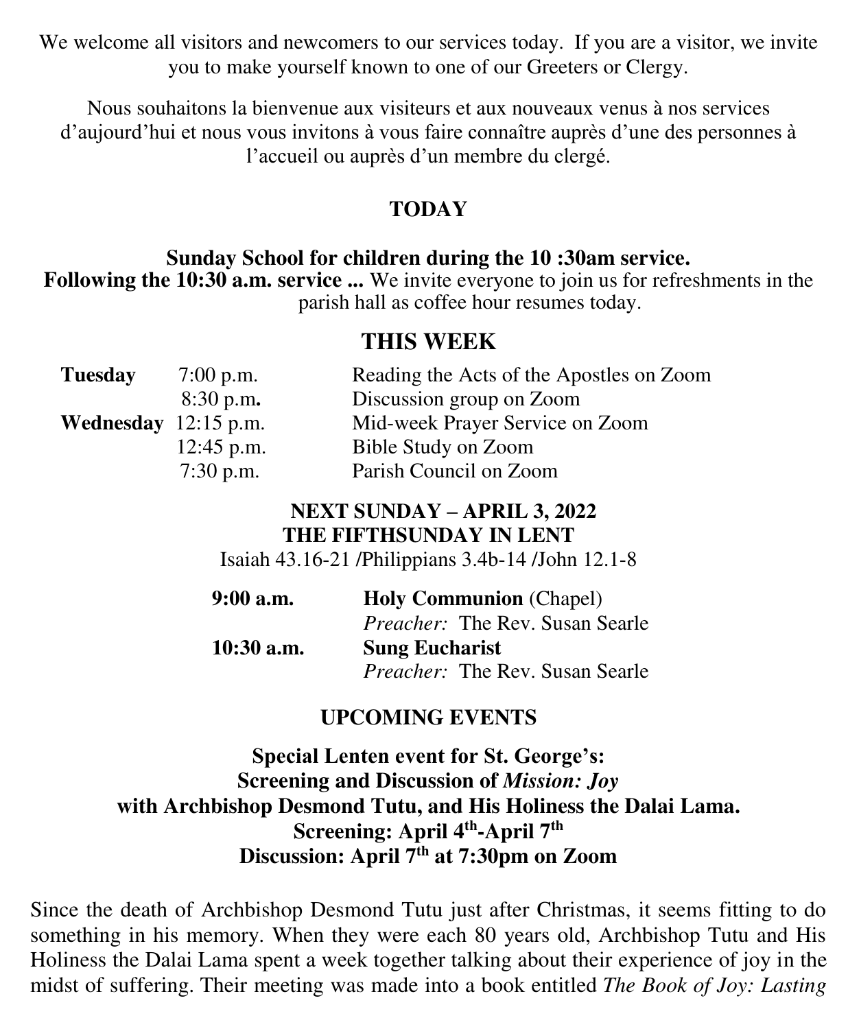We welcome all visitors and newcomers to our services today. If you are a visitor, we invite you to make yourself known to one of our Greeters or Clergy.

Nous souhaitons la bienvenue aux visiteurs et aux nouveaux venus à nos services d'aujourd'hui et nous vous invitons à vous faire connaître auprès d'une des personnes à l'accueil ou auprès d'un membre du clergé.

## TODAY

**Sunday School for children during the 10 :30am service.**
**Following the 10:30 a.m. service ...** We invite everyone to join us for refreshments in the parish hall as coffee hour resumes today.

## THIS WEEK

| | | |
|---|---|---|
| **Tuesday** | 7:00 p.m. | Reading the Acts of the Apostles on Zoom |
| | 8:30 p.m. | Discussion group on Zoom |
| **Wednesday** | 12:15 p.m. | Mid-week Prayer Service on Zoom |
| | 12:45 p.m. | Bible Study on Zoom |
| | 7:30 p.m. | Parish Council on Zoom |

**NEXT SUNDAY – APRIL 3, 2022**
**THE FIFTHSUNDAY IN LENT**
Isaiah 43.16-21 /Philippians 3.4b-14 /John 12.1-8

| | |
|---|---|
| **9:00 a.m.** | **Holy Communion** (Chapel) |
| | *Preacher:* The Rev. Susan Searle |
| **10:30 a.m.** | **Sung Eucharist** |
| | *Preacher:* The Rev. Susan Searle |

## UPCOMING EVENTS

**Special Lenten event for St. George's:**
**Screening and Discussion of *Mission: Joy***
**with Archbishop Desmond Tutu, and His Holiness the Dalai Lama.**
**Screening: April 4th-April 7th**
**Discussion: April 7th at 7:30pm on Zoom**

Since the death of Archbishop Desmond Tutu just after Christmas, it seems fitting to do something in his memory. When they were each 80 years old, Archbishop Tutu and His Holiness the Dalai Lama spent a week together talking about their experience of joy in the midst of suffering. Their meeting was made into a book entitled *The Book of Joy: Lasting*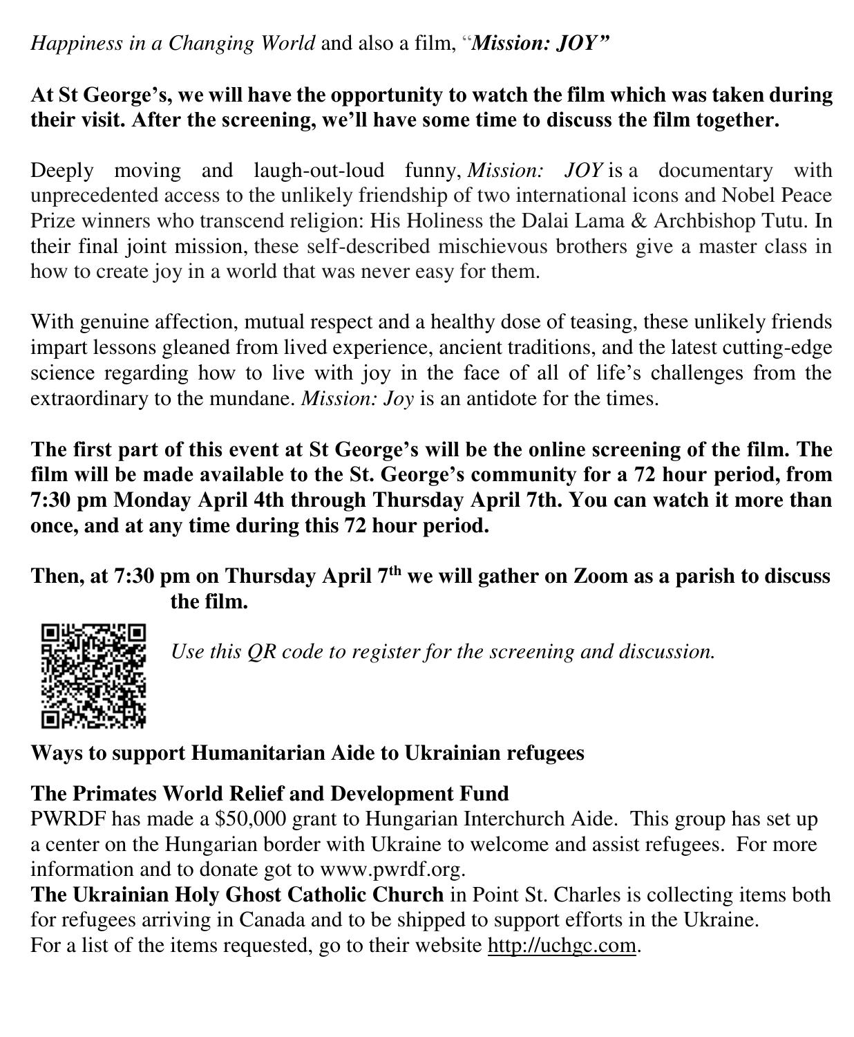*Happiness in a Changing World* and also a film, "***Mission: JOY***"

**At St George's, we will have the opportunity to watch the film which was taken during their visit. After the screening, we'll have some time to discuss the film together.**

Deeply moving and laugh-out-loud funny, *Mission: JOY* is a documentary with unprecedented access to the unlikely friendship of two international icons and Nobel Peace Prize winners who transcend religion: His Holiness the Dalai Lama & Archbishop Tutu. In their final joint mission, these self-described mischievous brothers give a master class in how to create joy in a world that was never easy for them.

With genuine affection, mutual respect and a healthy dose of teasing, these unlikely friends impart lessons gleaned from lived experience, ancient traditions, and the latest cutting-edge science regarding how to live with joy in the face of all of life's challenges from the extraordinary to the mundane. *Mission: Joy* is an antidote for the times.

**The first part of this event at St George's will be the online screening of the film. The film will be made available to the St. George's community for a 72 hour period, from 7:30 pm Monday April 4th through Thursday April 7th. You can watch it more than once, and at any time during this 72 hour period.**

**Then, at 7:30 pm on Thursday April 7th we will gather on Zoom as a parish to discuss the film.**

*Use this QR code to register for the screening and discussion.*

**Ways to support Humanitarian Aide to Ukrainian refugees**

**The Primates World Relief and Development Fund**
PWRDF has made a $50,000 grant to Hungarian Interchurch Aide. This group has set up a center on the Hungarian border with Ukraine to welcome and assist refugees. For more information and to donate got to www.pwrdf.org.
**The Ukrainian Holy Ghost Catholic Church** in Point St. Charles is collecting items both for refugees arriving in Canada and to be shipped to support efforts in the Ukraine.
For a list of the items requested, go to their website http://uchgc.com.